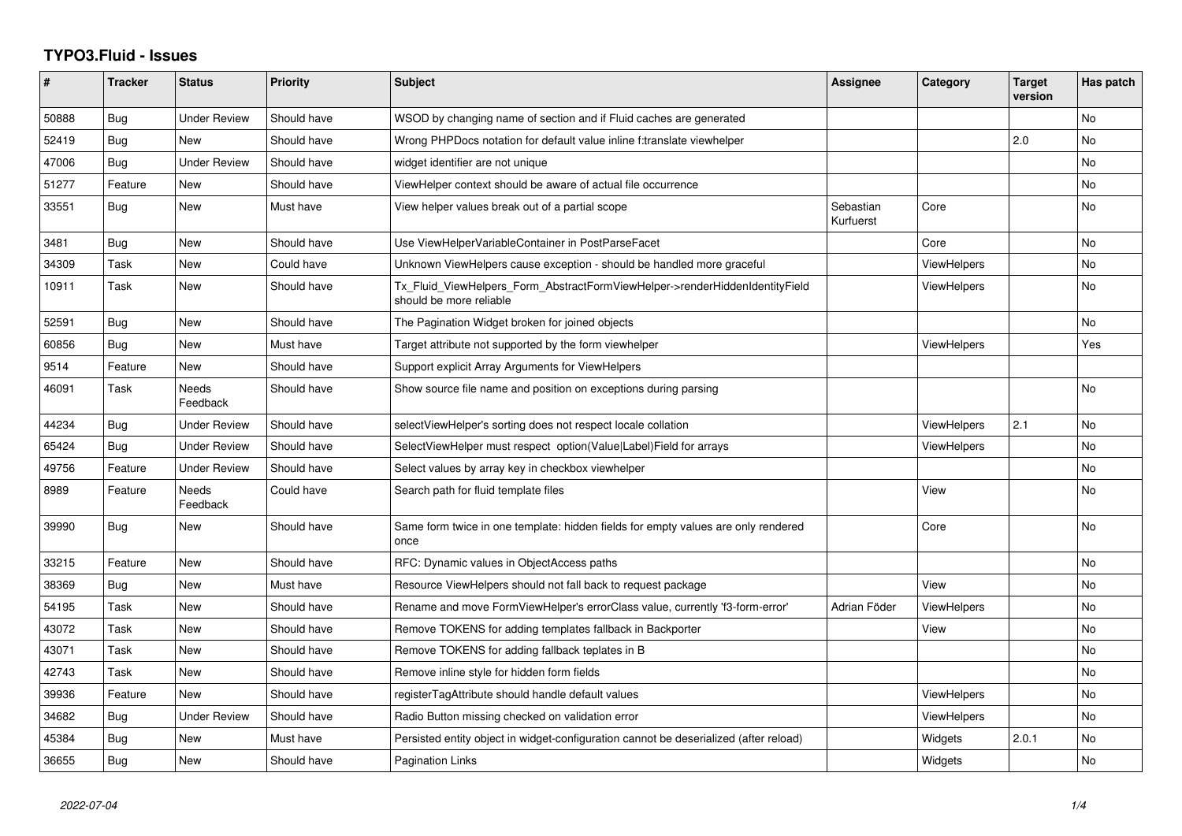# TYPO3.Fluid - Issues

| # | Tracker | Status | Priority | Subject | Assignee | Category | Target version | Has patch |
|---|---|---|---|---|---|---|---|---|
| 50888 | Bug | Under Review | Should have | WSOD by changing name of section and if Fluid caches are generated | | | | No |
| 52419 | Bug | New | Should have | Wrong PHPDocs notation for default value inline f:translate viewhelper | | | 2.0 | No |
| 47006 | Bug | Under Review | Should have | widget identifier are not unique | | | | No |
| 51277 | Feature | New | Should have | ViewHelper context should be aware of actual file occurrence | | | | No |
| 33551 | Bug | New | Must have | View helper values break out of a partial scope | Sebastian Kurfuerst | Core | | No |
| 3481 | Bug | New | Should have | Use ViewHelperVariableContainer in PostParseFacet | | Core | | No |
| 34309 | Task | New | Could have | Unknown ViewHelpers cause exception - should be handled more graceful | | ViewHelpers | | No |
| 10911 | Task | New | Should have | Tx_Fluid_ViewHelpers_Form_AbstractFormViewHelper->renderHiddenIdentityField should be more reliable | | ViewHelpers | | No |
| 52591 | Bug | New | Should have | The Pagination Widget broken for joined objects | | | | No |
| 60856 | Bug | New | Must have | Target attribute not supported by the form viewhelper | | ViewHelpers | | Yes |
| 9514 | Feature | New | Should have | Support explicit Array Arguments for ViewHelpers | | | | |
| 46091 | Task | Needs Feedback | Should have | Show source file name and position on exceptions during parsing | | | | No |
| 44234 | Bug | Under Review | Should have | selectViewHelper's sorting does not respect locale collation | | ViewHelpers | 2.1 | No |
| 65424 | Bug | Under Review | Should have | SelectViewHelper must respect option(Value|Label)Field for arrays | | ViewHelpers | | No |
| 49756 | Feature | Under Review | Should have | Select values by array key in checkbox viewhelper | | | | No |
| 8989 | Feature | Needs Feedback | Could have | Search path for fluid template files | | View | | No |
| 39990 | Bug | New | Should have | Same form twice in one template: hidden fields for empty values are only rendered once | | Core | | No |
| 33215 | Feature | New | Should have | RFC: Dynamic values in ObjectAccess paths | | | | No |
| 38369 | Bug | New | Must have | Resource ViewHelpers should not fall back to request package | | View | | No |
| 54195 | Task | New | Should have | Rename and move FormViewHelper's errorClass value, currently 'f3-form-error' | Adrian Föder | ViewHelpers | | No |
| 43072 | Task | New | Should have | Remove TOKENS for adding templates fallback in Backporter | | View | | No |
| 43071 | Task | New | Should have | Remove TOKENS for adding fallback teplates in B | | | | No |
| 42743 | Task | New | Should have | Remove inline style for hidden form fields | | | | No |
| 39936 | Feature | New | Should have | registerTagAttribute should handle default values | | ViewHelpers | | No |
| 34682 | Bug | Under Review | Should have | Radio Button missing checked on validation error | | ViewHelpers | | No |
| 45384 | Bug | New | Must have | Persisted entity object in widget-configuration cannot be deserialized (after reload) | | Widgets | 2.0.1 | No |
| 36655 | Bug | New | Should have | Pagination Links | | Widgets | | No |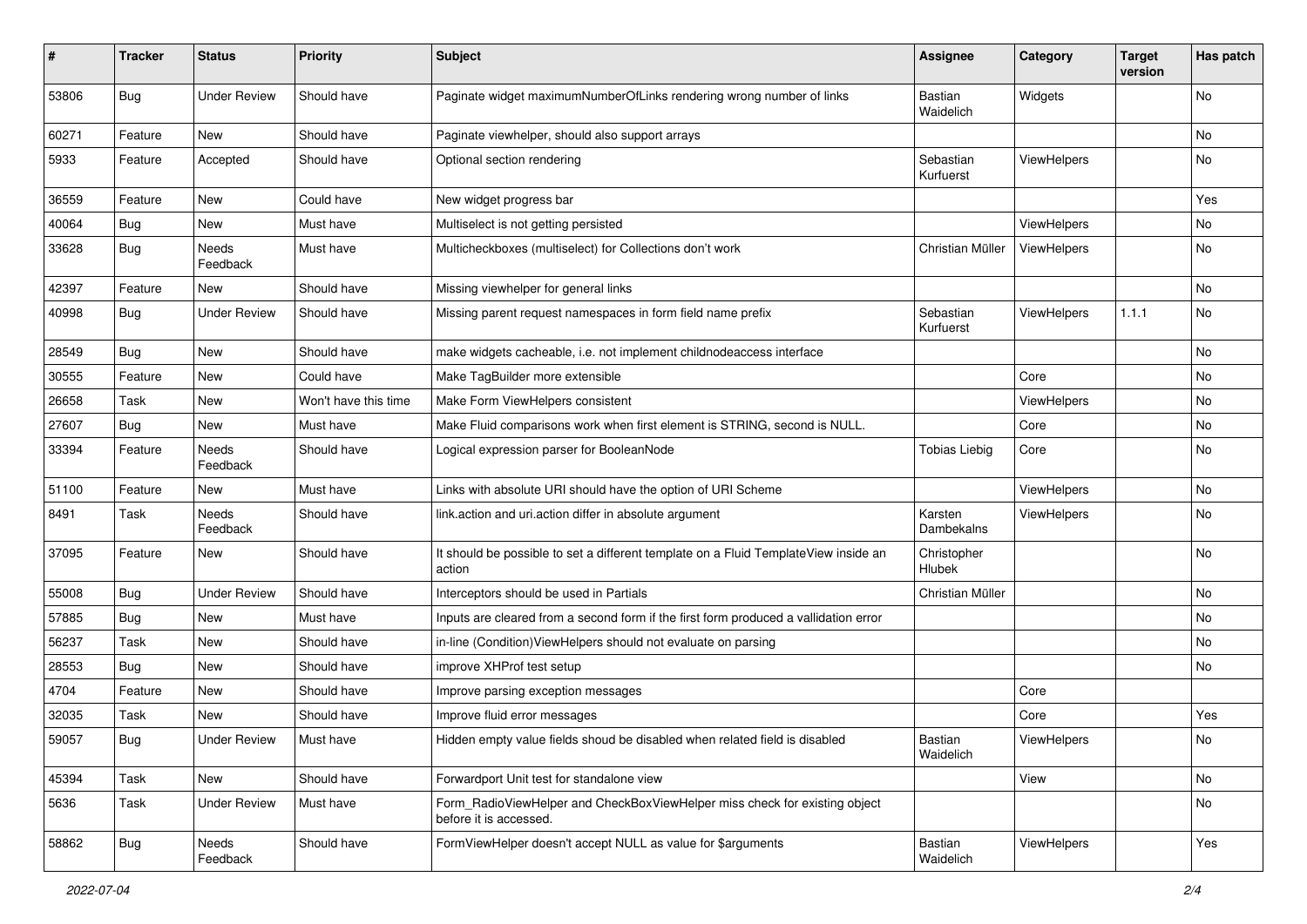| # | Tracker | Status | Priority | Subject | Assignee | Category | Target version | Has patch |
|---|---|---|---|---|---|---|---|---|
| 53806 | Bug | Under Review | Should have | Paginate widget maximumNumberOfLinks rendering wrong number of links | Bastian Waidelich | Widgets | | No |
| 60271 | Feature | New | Should have | Paginate viewhelper, should also support arrays | | | | No |
| 5933 | Feature | Accepted | Should have | Optional section rendering | Sebastian Kurfuerst | ViewHelpers | | No |
| 36559 | Feature | New | Could have | New widget progress bar | | | | Yes |
| 40064 | Bug | New | Must have | Multiselect is not getting persisted | | ViewHelpers | | No |
| 33628 | Bug | Needs Feedback | Must have | Multicheckboxes (multiselect) for Collections don't work | Christian Müller | ViewHelpers | | No |
| 42397 | Feature | New | Should have | Missing viewhelper for general links | | | | No |
| 40998 | Bug | Under Review | Should have | Missing parent request namespaces in form field name prefix | Sebastian Kurfuerst | ViewHelpers | 1.1.1 | No |
| 28549 | Bug | New | Should have | make widgets cacheable, i.e. not implement childnodeaccess interface | | | | No |
| 30555 | Feature | New | Could have | Make TagBuilder more extensible | | Core | | No |
| 26658 | Task | New | Won't have this time | Make Form ViewHelpers consistent | | ViewHelpers | | No |
| 27607 | Bug | New | Must have | Make Fluid comparisons work when first element is STRING, second is NULL. | | Core | | No |
| 33394 | Feature | Needs Feedback | Should have | Logical expression parser for BooleanNode | Tobias Liebig | Core | | No |
| 51100 | Feature | New | Must have | Links with absolute URI should have the option of URI Scheme | | ViewHelpers | | No |
| 8491 | Task | Needs Feedback | Should have | link.action and uri.action differ in absolute argument | Karsten Dambekalns | ViewHelpers | | No |
| 37095 | Feature | New | Should have | It should be possible to set a different template on a Fluid TemplateView inside an action | Christopher Hlubek | | | No |
| 55008 | Bug | Under Review | Should have | Interceptors should be used in Partials | Christian Müller | | | No |
| 57885 | Bug | New | Must have | Inputs are cleared from a second form if the first form produced a vallidation error | | | | No |
| 56237 | Task | New | Should have | in-line (Condition)ViewHelpers should not evaluate on parsing | | | | No |
| 28553 | Bug | New | Should have | improve XHProf test setup | | | | No |
| 4704 | Feature | New | Should have | Improve parsing exception messages | | Core | | |
| 32035 | Task | New | Should have | Improve fluid error messages | | Core | | Yes |
| 59057 | Bug | Under Review | Must have | Hidden empty value fields shoud be disabled when related field is disabled | Bastian Waidelich | ViewHelpers | | No |
| 45394 | Task | New | Should have | Forwardport Unit test for standalone view | | View | | No |
| 5636 | Task | Under Review | Must have | Form_RadioViewHelper and CheckBoxViewHelper miss check for existing object before it is accessed. | | | | No |
| 58862 | Bug | Needs Feedback | Should have | FormViewHelper doesn't accept NULL as value for $arguments | Bastian Waidelich | ViewHelpers | | Yes |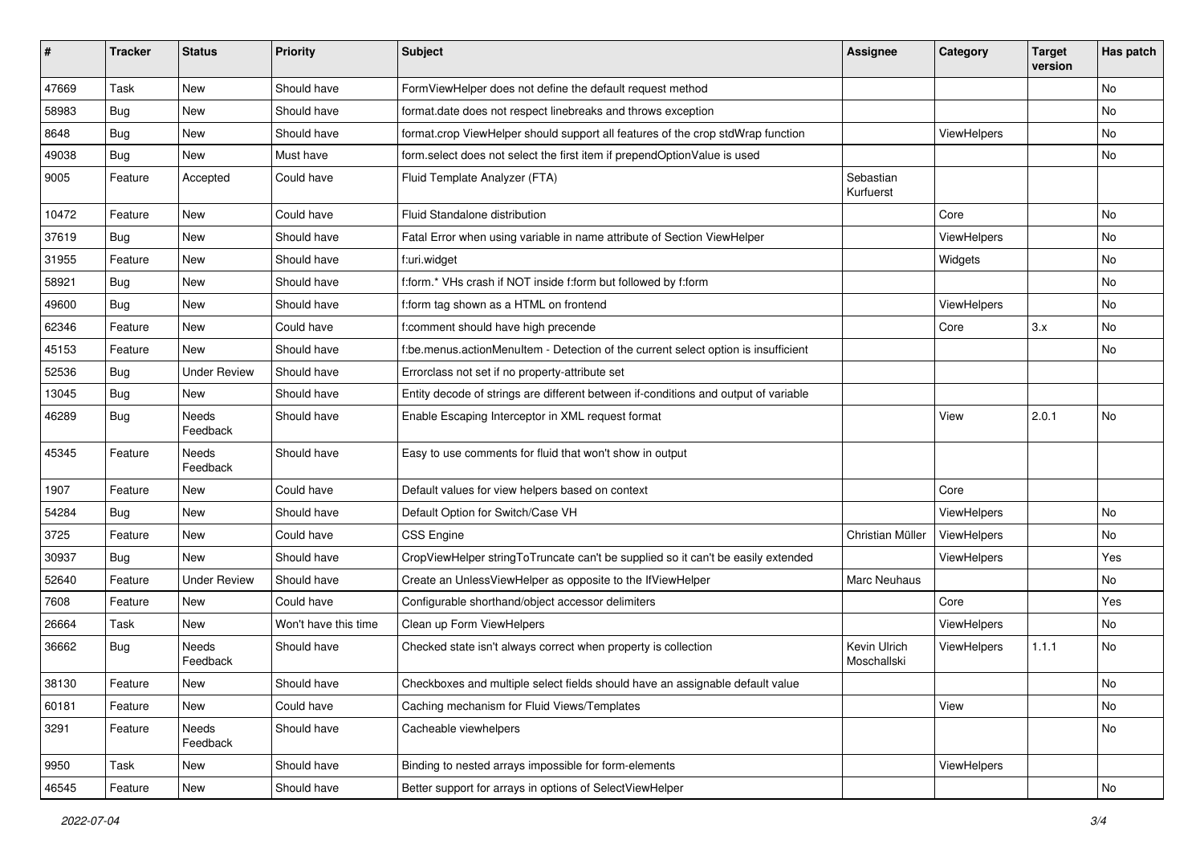| # | Tracker | Status | Priority | Subject | Assignee | Category | Target version | Has patch |
|---|---|---|---|---|---|---|---|---|
| 47669 | Task | New | Should have | FormViewHelper does not define the default request method | | | | No |
| 58983 | Bug | New | Should have | format.date does not respect linebreaks and throws exception | | | | No |
| 8648 | Bug | New | Should have | format.crop ViewHelper should support all features of the crop stdWrap function | | ViewHelpers | | No |
| 49038 | Bug | New | Must have | form.select does not select the first item if prependOptionValue is used | | | | No |
| 9005 | Feature | Accepted | Could have | Fluid Template Analyzer (FTA) | Sebastian Kurfuerst | | | |
| 10472 | Feature | New | Could have | Fluid Standalone distribution | | Core | | No |
| 37619 | Bug | New | Should have | Fatal Error when using variable in name attribute of Section ViewHelper | | ViewHelpers | | No |
| 31955 | Feature | New | Should have | f:uri.widget | | Widgets | | No |
| 58921 | Bug | New | Should have | f:form.* VHs crash if NOT inside f:form but followed by f:form | | | | No |
| 49600 | Bug | New | Should have | f:form tag shown as a HTML on frontend | | ViewHelpers | | No |
| 62346 | Feature | New | Could have | f:comment should have high precende | | Core | 3.x | No |
| 45153 | Feature | New | Should have | f:be.menus.actionMenuItem - Detection of the current select option is insufficient | | | | No |
| 52536 | Bug | Under Review | Should have | Errorclass not set if no property-attribute set | | | | |
| 13045 | Bug | New | Should have | Entity decode of strings are different between if-conditions and output of variable | | | | |
| 46289 | Bug | Needs Feedback | Should have | Enable Escaping Interceptor in XML request format | | View | 2.0.1 | No |
| 45345 | Feature | Needs Feedback | Should have | Easy to use comments for fluid that won't show in output | | | | |
| 1907 | Feature | New | Could have | Default values for view helpers based on context | | Core | | |
| 54284 | Bug | New | Should have | Default Option for Switch/Case VH | | ViewHelpers | | No |
| 3725 | Feature | New | Could have | CSS Engine | Christian Müller | ViewHelpers | | No |
| 30937 | Bug | New | Should have | CropViewHelper stringToTruncate can't be supplied so it can't be easily extended | | ViewHelpers | | Yes |
| 52640 | Feature | Under Review | Should have | Create an UnlessViewHelper as opposite to the IfViewHelper | Marc Neuhaus | | | No |
| 7608 | Feature | New | Could have | Configurable shorthand/object accessor delimiters | | Core | | Yes |
| 26664 | Task | New | Won't have this time | Clean up Form ViewHelpers | | ViewHelpers | | No |
| 36662 | Bug | Needs Feedback | Should have | Checked state isn't always correct when property is collection | Kevin Ulrich Moschallski | ViewHelpers | 1.1.1 | No |
| 38130 | Feature | New | Should have | Checkboxes and multiple select fields should have an assignable default value | | | | No |
| 60181 | Feature | New | Could have | Caching mechanism for Fluid Views/Templates | | View | | No |
| 3291 | Feature | Needs Feedback | Should have | Cacheable viewhelpers | | | | No |
| 9950 | Task | New | Should have | Binding to nested arrays impossible for form-elements | | ViewHelpers | | |
| 46545 | Feature | New | Should have | Better support for arrays in options of SelectViewHelper | | | | No |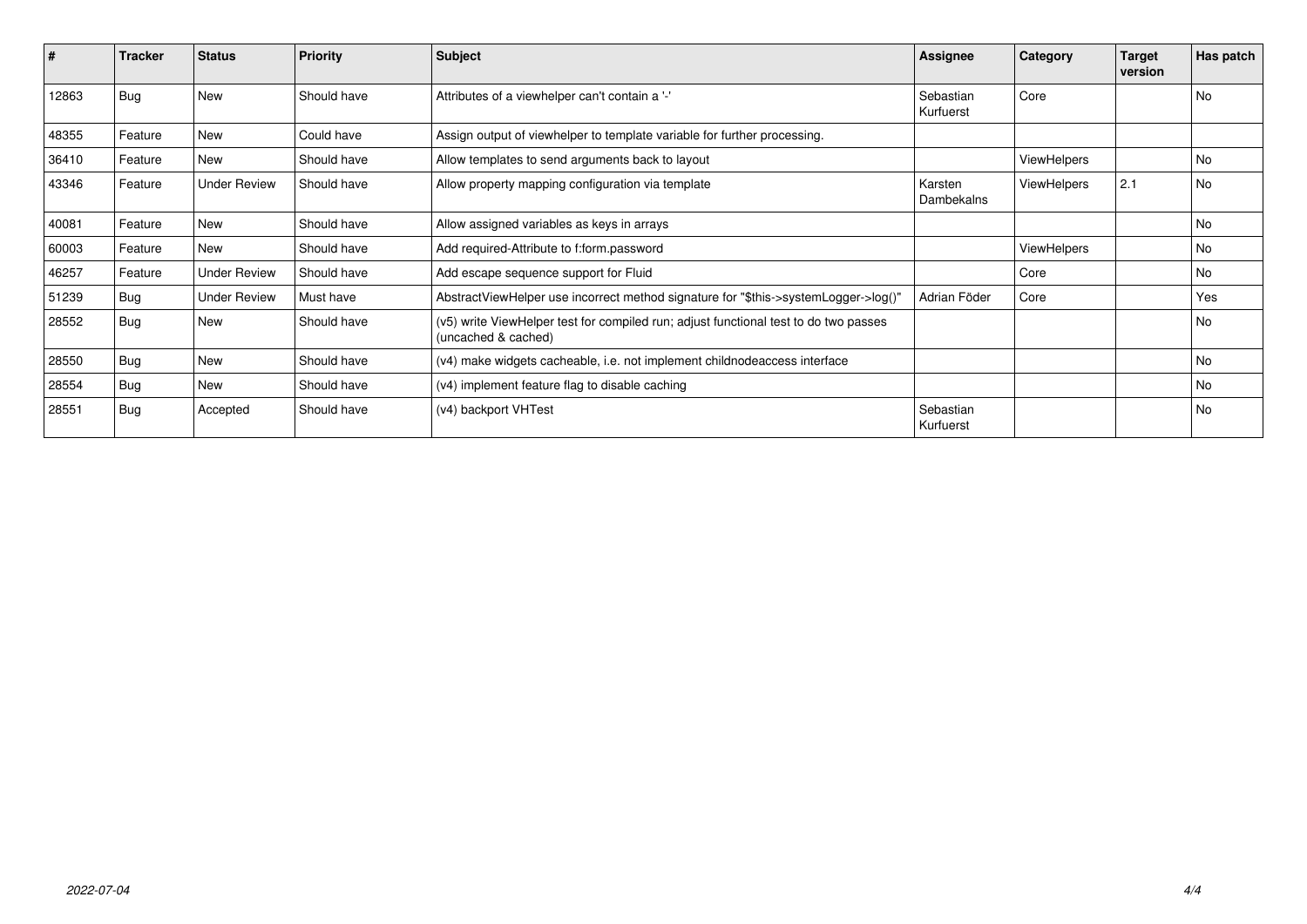| # | Tracker | Status | Priority | Subject | Assignee | Category | Target version | Has patch |
|---|---|---|---|---|---|---|---|---|
| 12863 | Bug | New | Should have | Attributes of a viewhelper can't contain a '-' | Sebastian Kurfuerst | Core | | No |
| 48355 | Feature | New | Could have | Assign output of viewhelper to template variable for further processing. | | | | |
| 36410 | Feature | New | Should have | Allow templates to send arguments back to layout | | ViewHelpers | | No |
| 43346 | Feature | Under Review | Should have | Allow property mapping configuration via template | Karsten Dambekalns | ViewHelpers | 2.1 | No |
| 40081 | Feature | New | Should have | Allow assigned variables as keys in arrays | | | | No |
| 60003 | Feature | New | Should have | Add required-Attribute to f:form.password | | ViewHelpers | | No |
| 46257 | Feature | Under Review | Should have | Add escape sequence support for Fluid | | Core | | No |
| 51239 | Bug | Under Review | Must have | AbstractViewHelper use incorrect method signature for "$this->systemLogger->log()" | Adrian Föder | Core | | Yes |
| 28552 | Bug | New | Should have | (v5) write ViewHelper test for compiled run; adjust functional test to do two passes (uncached & cached) | | | | No |
| 28550 | Bug | New | Should have | (v4) make widgets cacheable, i.e. not implement childnodeaccess interface | | | | No |
| 28554 | Bug | New | Should have | (v4) implement feature flag to disable caching | | | | No |
| 28551 | Bug | Accepted | Should have | (v4) backport VHTest | Sebastian Kurfuerst | | | No |

*2022-07-04*